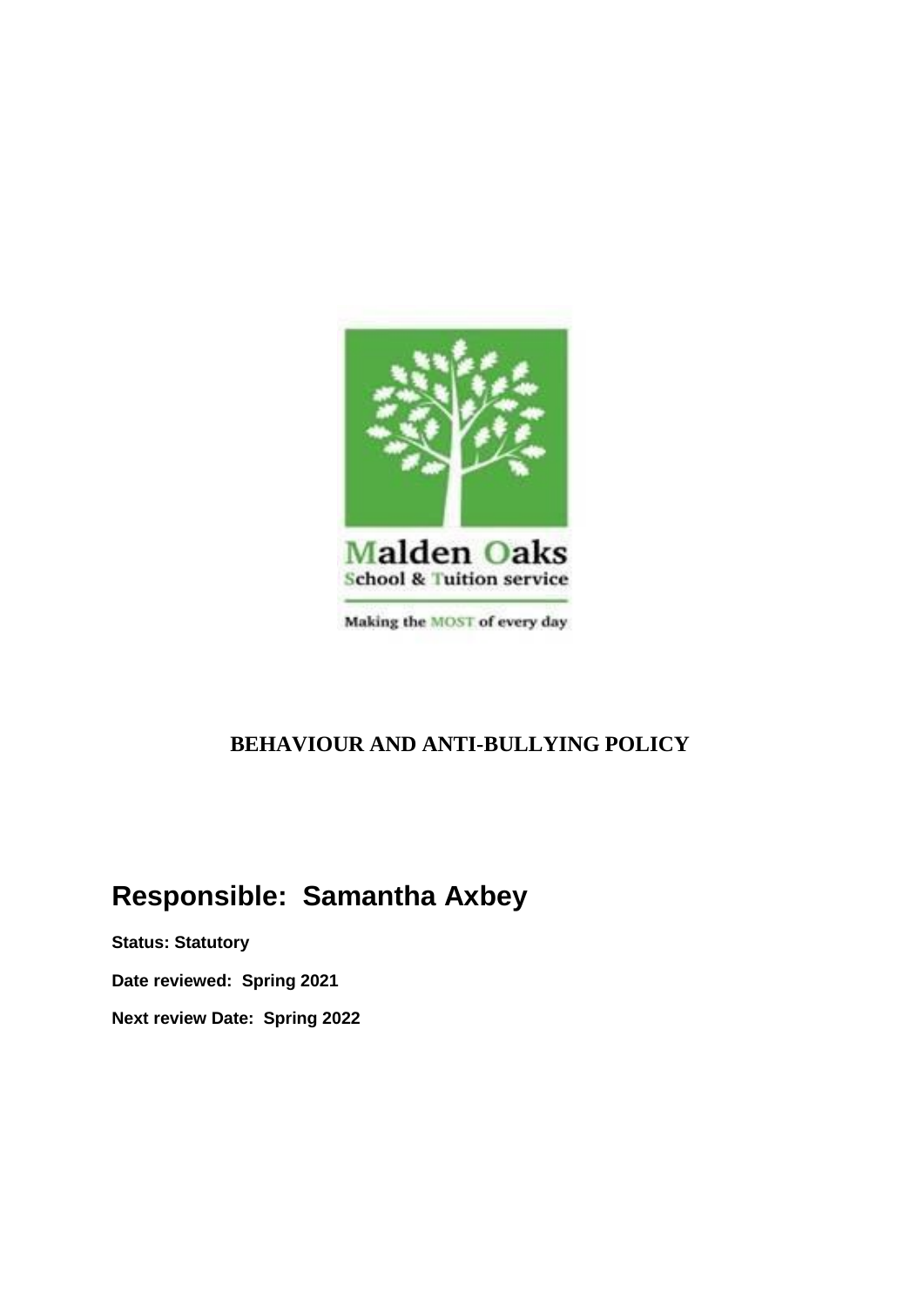Malden Oaks
School & Tuition service

Making the MOST of every day

# BEHAVIOUR AND ANTI-BULLYING POLICY

## Responsible: Samantha Axbey

**Status: Statutory**

**Date reviewed: Spring 2021**

**Next review Date: Spring 2022**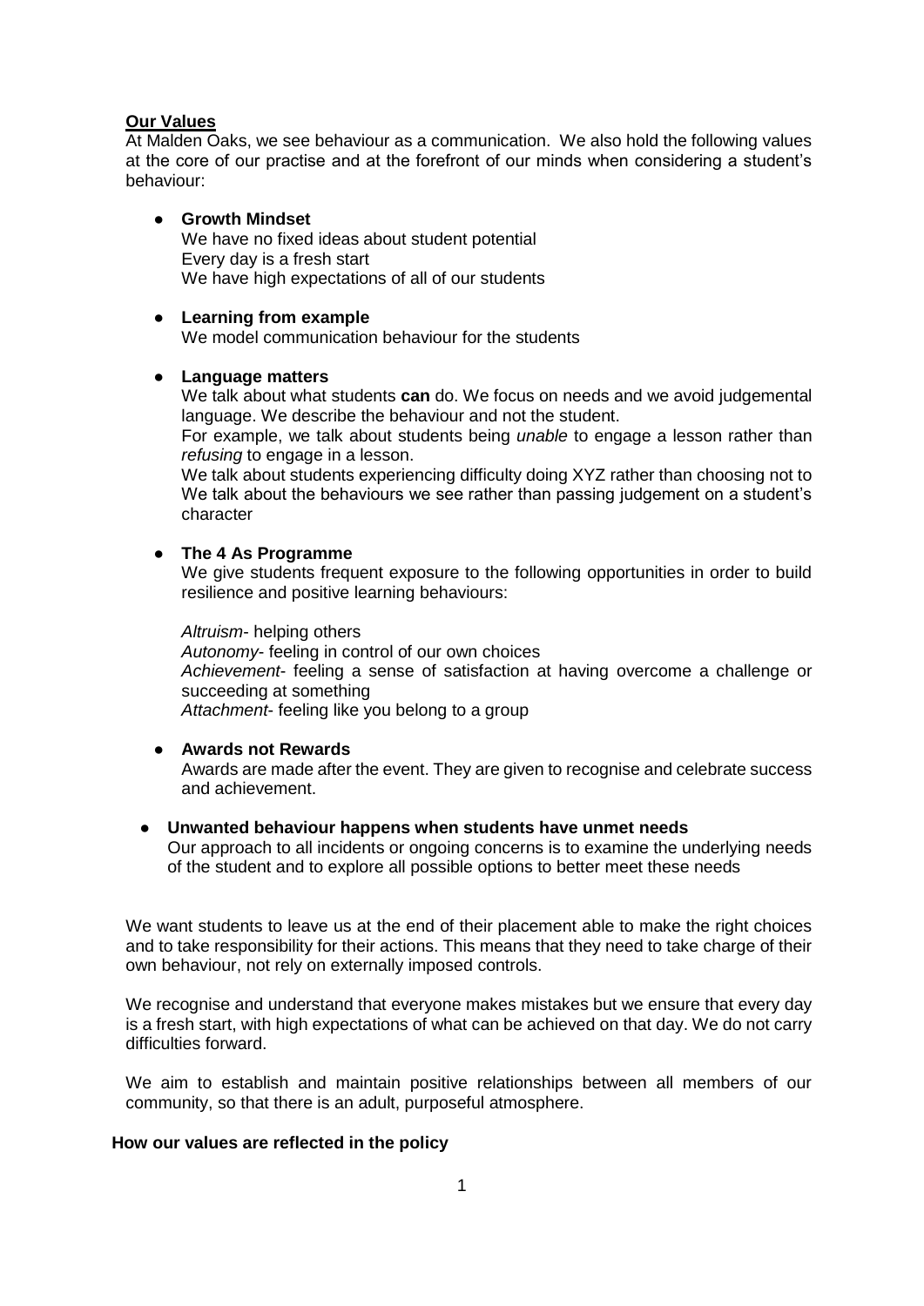## Our Values

At Malden Oaks, we see behaviour as a communication. We also hold the following values at the core of our practise and at the forefront of our minds when considering a student's behaviour:

- **Growth Mindset**
  We have no fixed ideas about student potential
  Every day is a fresh start
  We have high expectations of all of our students

- **Learning from example**
  We model communication behaviour for the students

- **Language matters**
  We talk about what students **can** do. We focus on needs and we avoid judgemental language. We describe the behaviour and not the student.
  For example, we talk about students being *unable* to engage a lesson rather than *refusing* to engage in a lesson.
  We talk about students experiencing difficulty doing XYZ rather than choosing not to
  We talk about the behaviours we see rather than passing judgement on a student's character

- **The 4 As Programme**
  We give students frequent exposure to the following opportunities in order to build resilience and positive learning behaviours:

  *Altruism*- helping others
  *Autonomy*- feeling in control of our own choices
  *Achievement*- feeling a sense of satisfaction at having overcome a challenge or succeeding at something
  *Attachment*- feeling like you belong to a group

- **Awards not Rewards**
  Awards are made after the event. They are given to recognise and celebrate success and achievement.

- **Unwanted behaviour happens when students have unmet needs**
  Our approach to all incidents or ongoing concerns is to examine the underlying needs of the student and to explore all possible options to better meet these needs

We want students to leave us at the end of their placement able to make the right choices and to take responsibility for their actions. This means that they need to take charge of their own behaviour, not rely on externally imposed controls.

We recognise and understand that everyone makes mistakes but we ensure that every day is a fresh start, with high expectations of what can be achieved on that day. We do not carry difficulties forward.

We aim to establish and maintain positive relationships between all members of our community, so that there is an adult, purposeful atmosphere.

**How our values are reflected in the policy**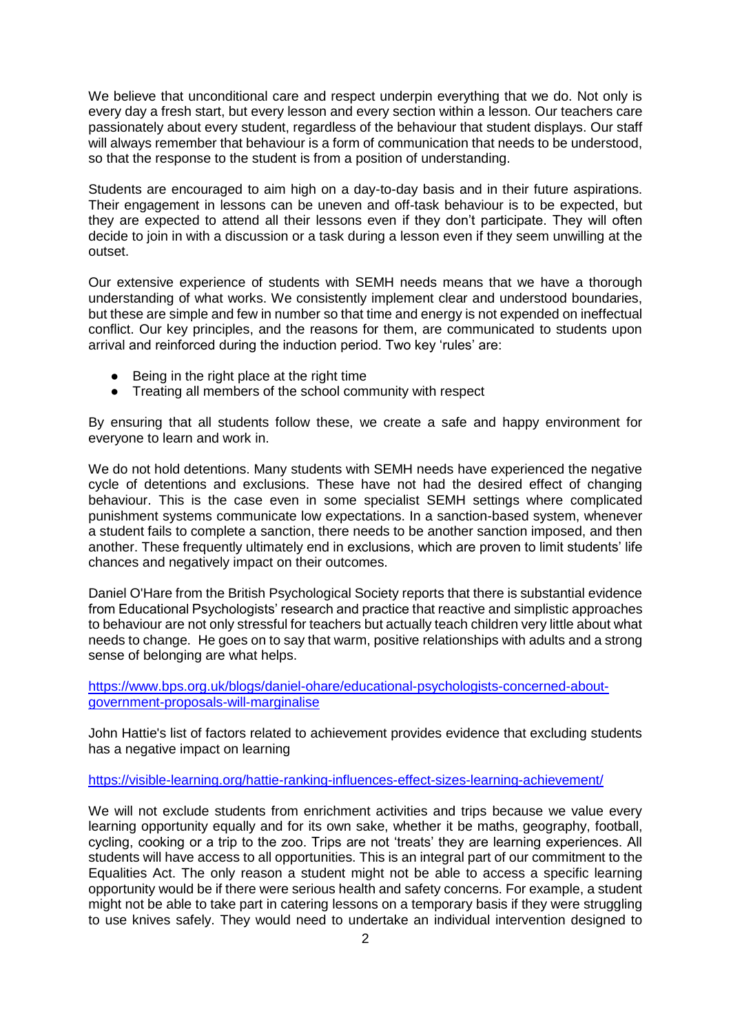We believe that unconditional care and respect underpin everything that we do. Not only is every day a fresh start, but every lesson and every section within a lesson. Our teachers care passionately about every student, regardless of the behaviour that student displays. Our staff will always remember that behaviour is a form of communication that needs to be understood, so that the response to the student is from a position of understanding.

Students are encouraged to aim high on a day-to-day basis and in their future aspirations. Their engagement in lessons can be uneven and off-task behaviour is to be expected, but they are expected to attend all their lessons even if they don't participate. They will often decide to join in with a discussion or a task during a lesson even if they seem unwilling at the outset.

Our extensive experience of students with SEMH needs means that we have a thorough understanding of what works. We consistently implement clear and understood boundaries, but these are simple and few in number so that time and energy is not expended on ineffectual conflict. Our key principles, and the reasons for them, are communicated to students upon arrival and reinforced during the induction period. Two key 'rules' are:

- Being in the right place at the right time
- Treating all members of the school community with respect

By ensuring that all students follow these, we create a safe and happy environment for everyone to learn and work in.

We do not hold detentions. Many students with SEMH needs have experienced the negative cycle of detentions and exclusions. These have not had the desired effect of changing behaviour. This is the case even in some specialist SEMH settings where complicated punishment systems communicate low expectations. In a sanction-based system, whenever a student fails to complete a sanction, there needs to be another sanction imposed, and then another. These frequently ultimately end in exclusions, which are proven to limit students' life chances and negatively impact on their outcomes.

Daniel O'Hare from the British Psychological Society reports that there is substantial evidence from Educational Psychologists' research and practice that reactive and simplistic approaches to behaviour are not only stressful for teachers but actually teach children very little about what needs to change. He goes on to say that warm, positive relationships with adults and a strong sense of belonging are what helps.

https://www.bps.org.uk/blogs/daniel-ohare/educational-psychologists-concerned-about-government-proposals-will-marginalise

John Hattie's list of factors related to achievement provides evidence that excluding students has a negative impact on learning

https://visible-learning.org/hattie-ranking-influences-effect-sizes-learning-achievement/

We will not exclude students from enrichment activities and trips because we value every learning opportunity equally and for its own sake, whether it be maths, geography, football, cycling, cooking or a trip to the zoo. Trips are not 'treats' they are learning experiences. All students will have access to all opportunities. This is an integral part of our commitment to the Equalities Act. The only reason a student might not be able to access a specific learning opportunity would be if there were serious health and safety concerns. For example, a student might not be able to take part in catering lessons on a temporary basis if they were struggling to use knives safely. They would need to undertake an individual intervention designed to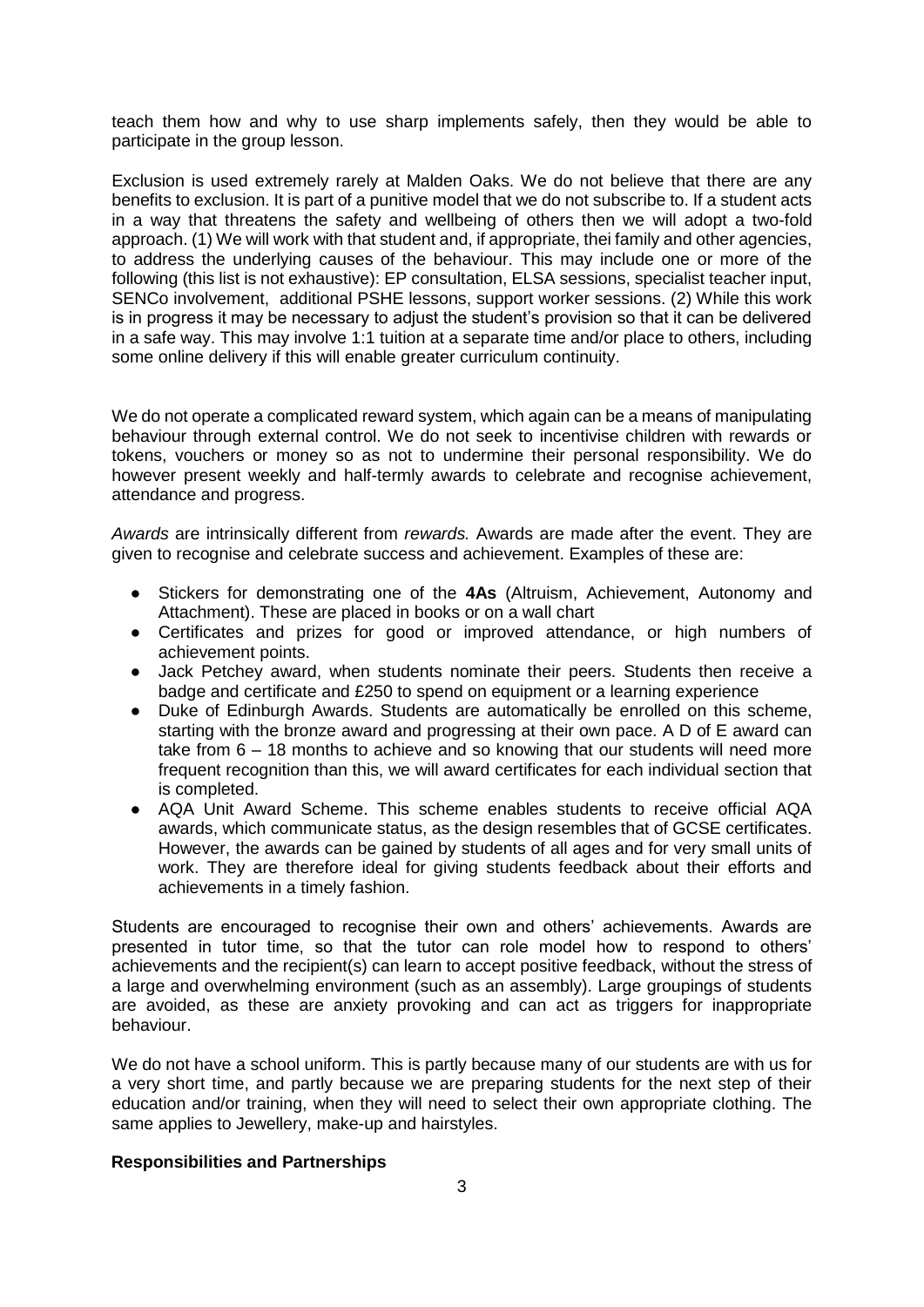teach them how and why to use sharp implements safely, then they would be able to participate in the group lesson.

Exclusion is used extremely rarely at Malden Oaks. We do not believe that there are any benefits to exclusion. It is part of a punitive model that we do not subscribe to. If a student acts in a way that threatens the safety and wellbeing of others then we will adopt a two-fold approach. (1) We will work with that student and, if appropriate, thei family and other agencies, to address the underlying causes of the behaviour. This may include one or more of the following (this list is not exhaustive): EP consultation, ELSA sessions, specialist teacher input, SENCo involvement, additional PSHE lessons, support worker sessions. (2) While this work is in progress it may be necessary to adjust the student's provision so that it can be delivered in a safe way. This may involve 1:1 tuition at a separate time and/or place to others, including some online delivery if this will enable greater curriculum continuity.

We do not operate a complicated reward system, which again can be a means of manipulating behaviour through external control. We do not seek to incentivise children with rewards or tokens, vouchers or money so as not to undermine their personal responsibility. We do however present weekly and half-termly awards to celebrate and recognise achievement, attendance and progress.

*Awards* are intrinsically different from *rewards.* Awards are made after the event. They are given to recognise and celebrate success and achievement. Examples of these are:

- Stickers for demonstrating one of the **4As** (Altruism, Achievement, Autonomy and Attachment). These are placed in books or on a wall chart
- Certificates and prizes for good or improved attendance, or high numbers of achievement points.
- Jack Petchey award, when students nominate their peers. Students then receive a badge and certificate and £250 to spend on equipment or a learning experience
- Duke of Edinburgh Awards. Students are automatically be enrolled on this scheme, starting with the bronze award and progressing at their own pace. A D of E award can take from 6 – 18 months to achieve and so knowing that our students will need more frequent recognition than this, we will award certificates for each individual section that is completed.
- AQA Unit Award Scheme. This scheme enables students to receive official AQA awards, which communicate status, as the design resembles that of GCSE certificates. However, the awards can be gained by students of all ages and for very small units of work. They are therefore ideal for giving students feedback about their efforts and achievements in a timely fashion.

Students are encouraged to recognise their own and others' achievements. Awards are presented in tutor time, so that the tutor can role model how to respond to others' achievements and the recipient(s) can learn to accept positive feedback, without the stress of a large and overwhelming environment (such as an assembly). Large groupings of students are avoided, as these are anxiety provoking and can act as triggers for inappropriate behaviour.

We do not have a school uniform. This is partly because many of our students are with us for a very short time, and partly because we are preparing students for the next step of their education and/or training, when they will need to select their own appropriate clothing. The same applies to Jewellery, make-up and hairstyles.

**Responsibilities and Partnerships**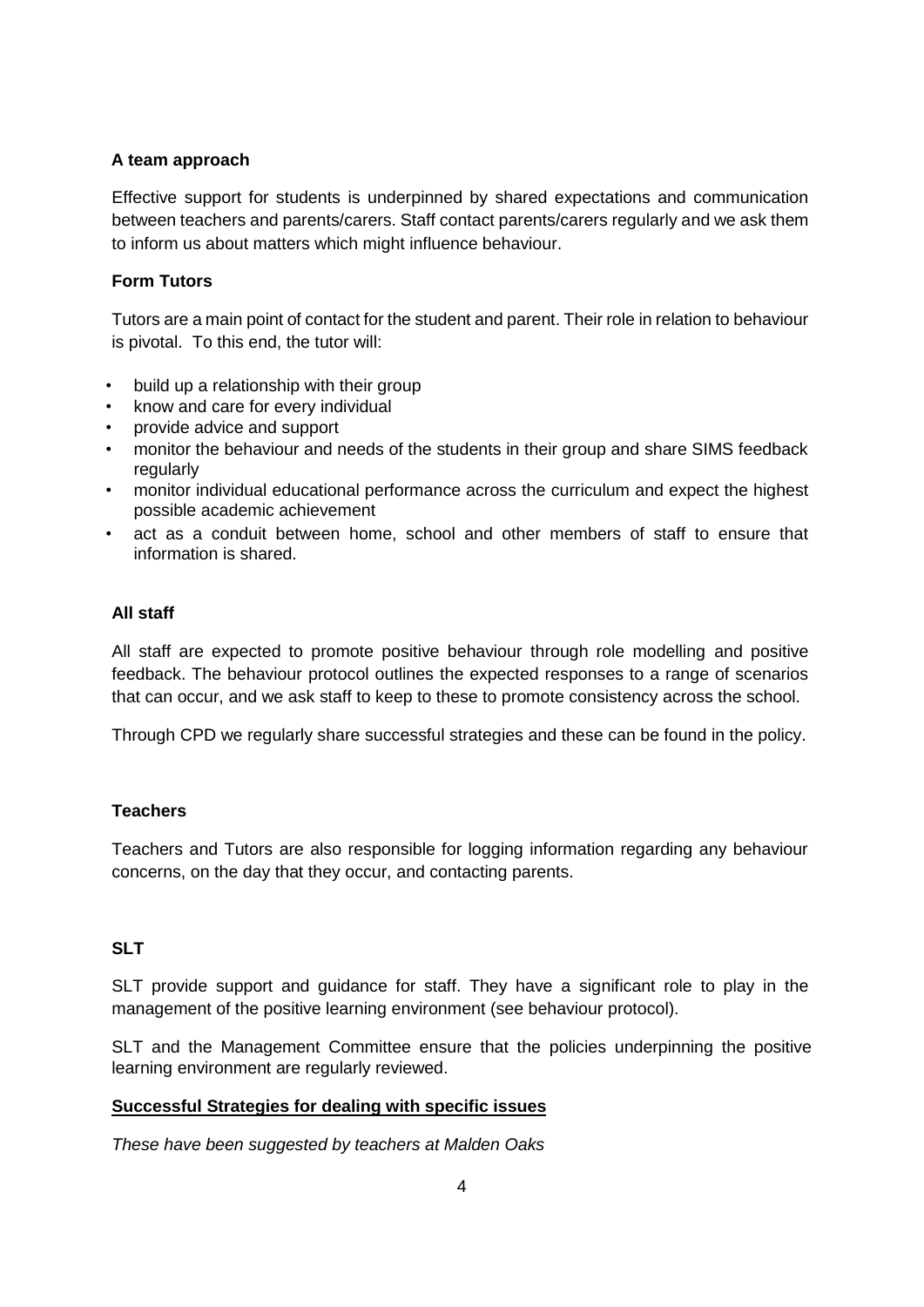**A team approach**

Effective support for students is underpinned by shared expectations and communication between teachers and parents/carers. Staff contact parents/carers regularly and we ask them to inform us about matters which might influence behaviour.

**Form Tutors**

Tutors are a main point of contact for the student and parent. Their role in relation to behaviour is pivotal. To this end, the tutor will:

- build up a relationship with their group
- know and care for every individual
- provide advice and support
- monitor the behaviour and needs of the students in their group and share SIMS feedback regularly
- monitor individual educational performance across the curriculum and expect the highest possible academic achievement
- act as a conduit between home, school and other members of staff to ensure that information is shared.

**All staff**

All staff are expected to promote positive behaviour through role modelling and positive feedback. The behaviour protocol outlines the expected responses to a range of scenarios that can occur, and we ask staff to keep to these to promote consistency across the school.

Through CPD we regularly share successful strategies and these can be found in the policy.

**Teachers**

Teachers and Tutors are also responsible for logging information regarding any behaviour concerns, on the day that they occur, and contacting parents.

**SLT**

SLT provide support and guidance for staff. They have a significant role to play in the management of the positive learning environment (see behaviour protocol).

SLT and the Management Committee ensure that the policies underpinning the positive learning environment are regularly reviewed.

**Successful Strategies for dealing with specific issues**

*These have been suggested by teachers at Malden Oaks*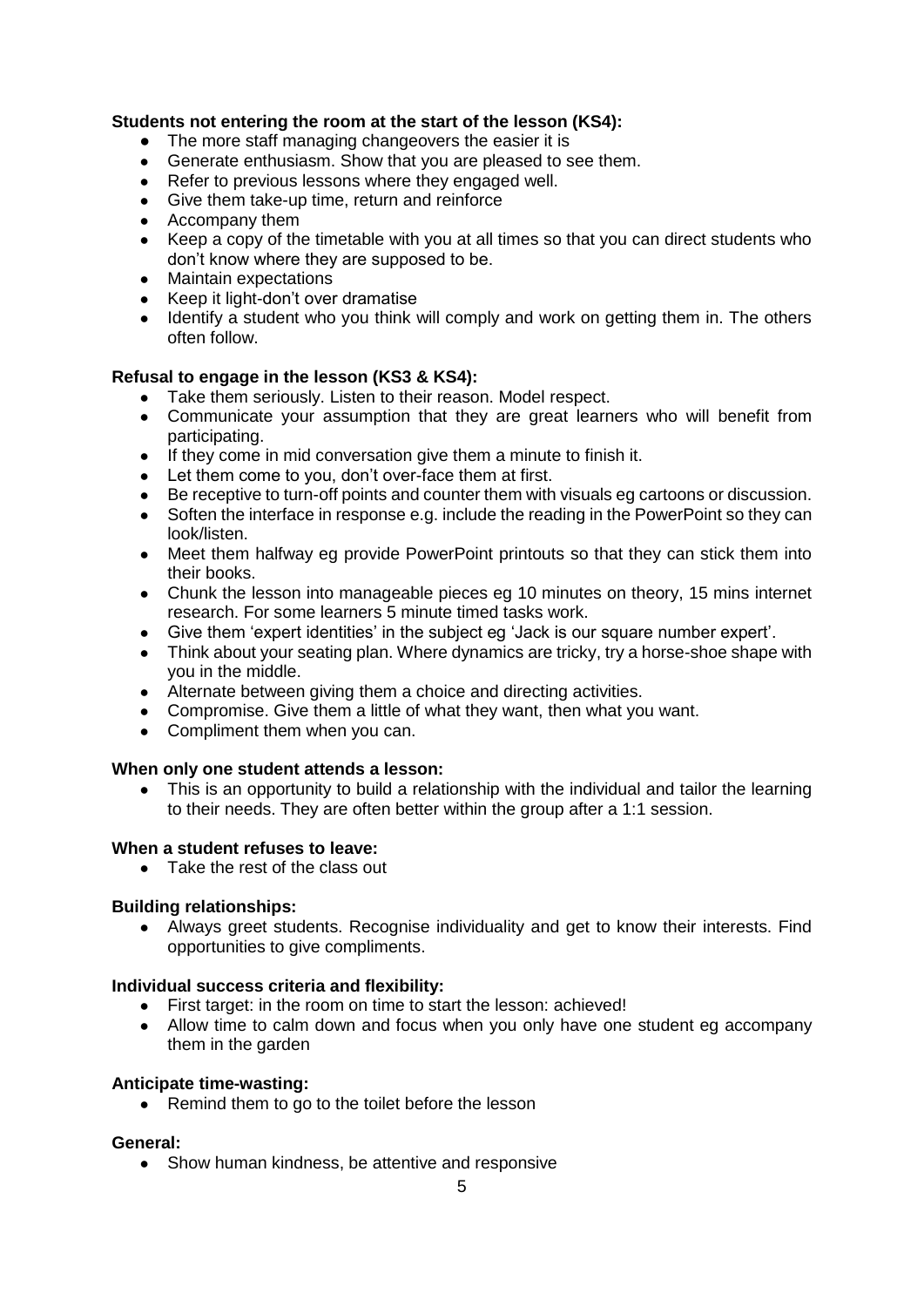**Students not entering the room at the start of the lesson (KS4):**

- The more staff managing changeovers the easier it is
- Generate enthusiasm. Show that you are pleased to see them.
- Refer to previous lessons where they engaged well.
- Give them take-up time, return and reinforce
- Accompany them
- Keep a copy of the timetable with you at all times so that you can direct students who don't know where they are supposed to be.
- Maintain expectations
- Keep it light-don't over dramatise
- Identify a student who you think will comply and work on getting them in. The others often follow.

**Refusal to engage in the lesson (KS3 & KS4):**

- Take them seriously. Listen to their reason. Model respect.
- Communicate your assumption that they are great learners who will benefit from participating.
- If they come in mid conversation give them a minute to finish it.
- Let them come to you, don't over-face them at first.
- Be receptive to turn-off points and counter them with visuals eg cartoons or discussion.
- Soften the interface in response e.g. include the reading in the PowerPoint so they can look/listen.
- Meet them halfway eg provide PowerPoint printouts so that they can stick them into their books.
- Chunk the lesson into manageable pieces eg 10 minutes on theory, 15 mins internet research. For some learners 5 minute timed tasks work.
- Give them 'expert identities' in the subject eg 'Jack is our square number expert'.
- Think about your seating plan. Where dynamics are tricky, try a horse-shoe shape with you in the middle.
- Alternate between giving them a choice and directing activities.
- Compromise. Give them a little of what they want, then what you want.
- Compliment them when you can.

**When only one student attends a lesson:**

- This is an opportunity to build a relationship with the individual and tailor the learning to their needs. They are often better within the group after a 1:1 session.

**When a student refuses to leave:**

- Take the rest of the class out

**Building relationships:**

- Always greet students. Recognise individuality and get to know their interests. Find opportunities to give compliments.

**Individual success criteria and flexibility:**

- First target: in the room on time to start the lesson: achieved!
- Allow time to calm down and focus when you only have one student eg accompany them in the garden

**Anticipate time-wasting:**

- Remind them to go to the toilet before the lesson

**General:**

- Show human kindness, be attentive and responsive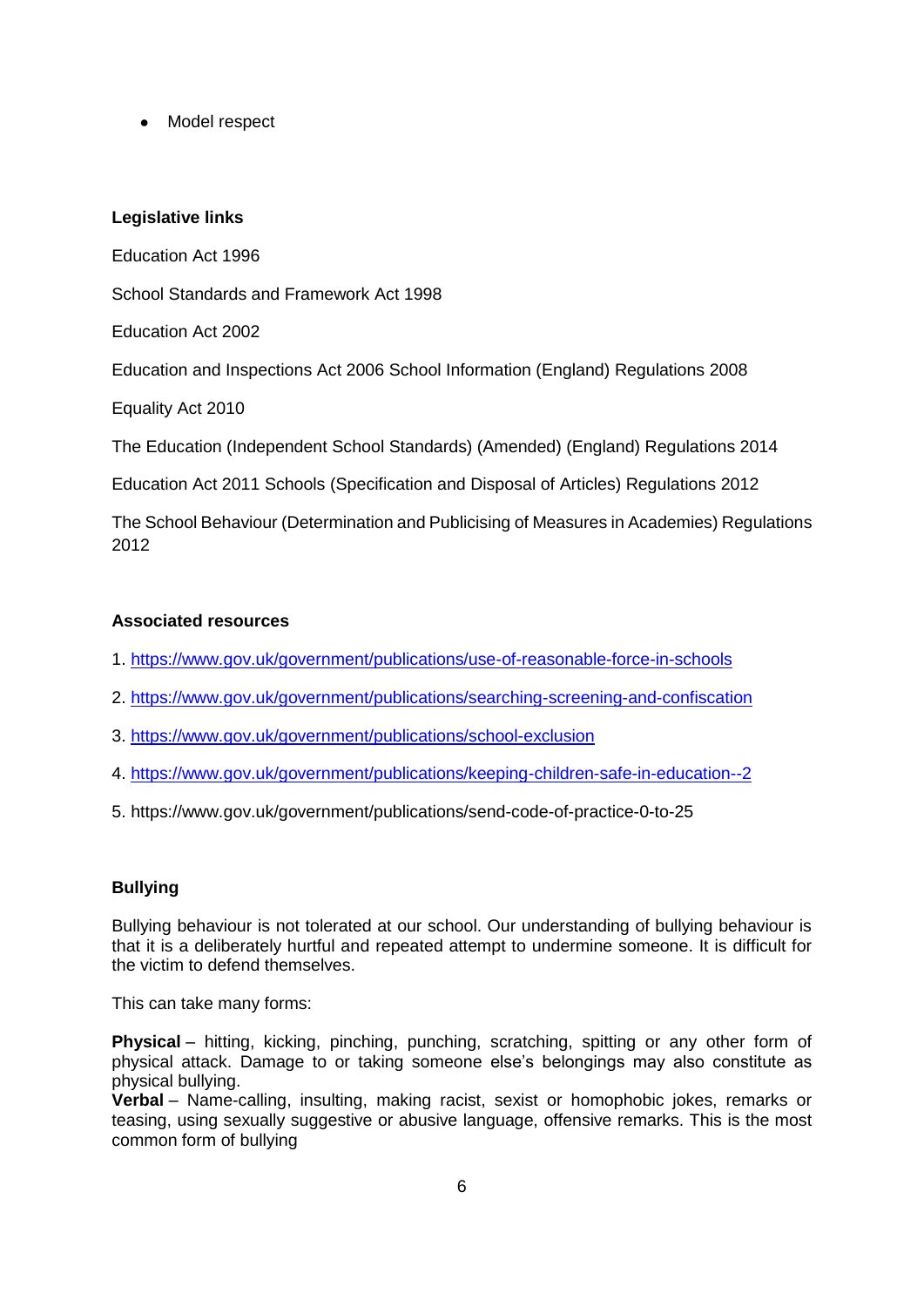- Model respect

**Legislative links**

Education Act 1996

School Standards and Framework Act 1998

Education Act 2002

Education and Inspections Act 2006 School Information (England) Regulations 2008

Equality Act 2010

The Education (Independent School Standards) (Amended) (England) Regulations 2014

Education Act 2011 Schools (Specification and Disposal of Articles) Regulations 2012

The School Behaviour (Determination and Publicising of Measures in Academies) Regulations 2012

**Associated resources**

1. https://www.gov.uk/government/publications/use-of-reasonable-force-in-schools
2. https://www.gov.uk/government/publications/searching-screening-and-confiscation
3. https://www.gov.uk/government/publications/school-exclusion
4. https://www.gov.uk/government/publications/keeping-children-safe-in-education--2
5. https://www.gov.uk/government/publications/send-code-of-practice-0-to-25

**Bullying**

Bullying behaviour is not tolerated at our school. Our understanding of bullying behaviour is that it is a deliberately hurtful and repeated attempt to undermine someone. It is difficult for the victim to defend themselves.

This can take many forms:

**Physical** – hitting, kicking, pinching, punching, scratching, spitting or any other form of physical attack. Damage to or taking someone else's belongings may also constitute as physical bullying.
**Verbal** – Name-calling, insulting, making racist, sexist or homophobic jokes, remarks or teasing, using sexually suggestive or abusive language, offensive remarks. This is the most common form of bullying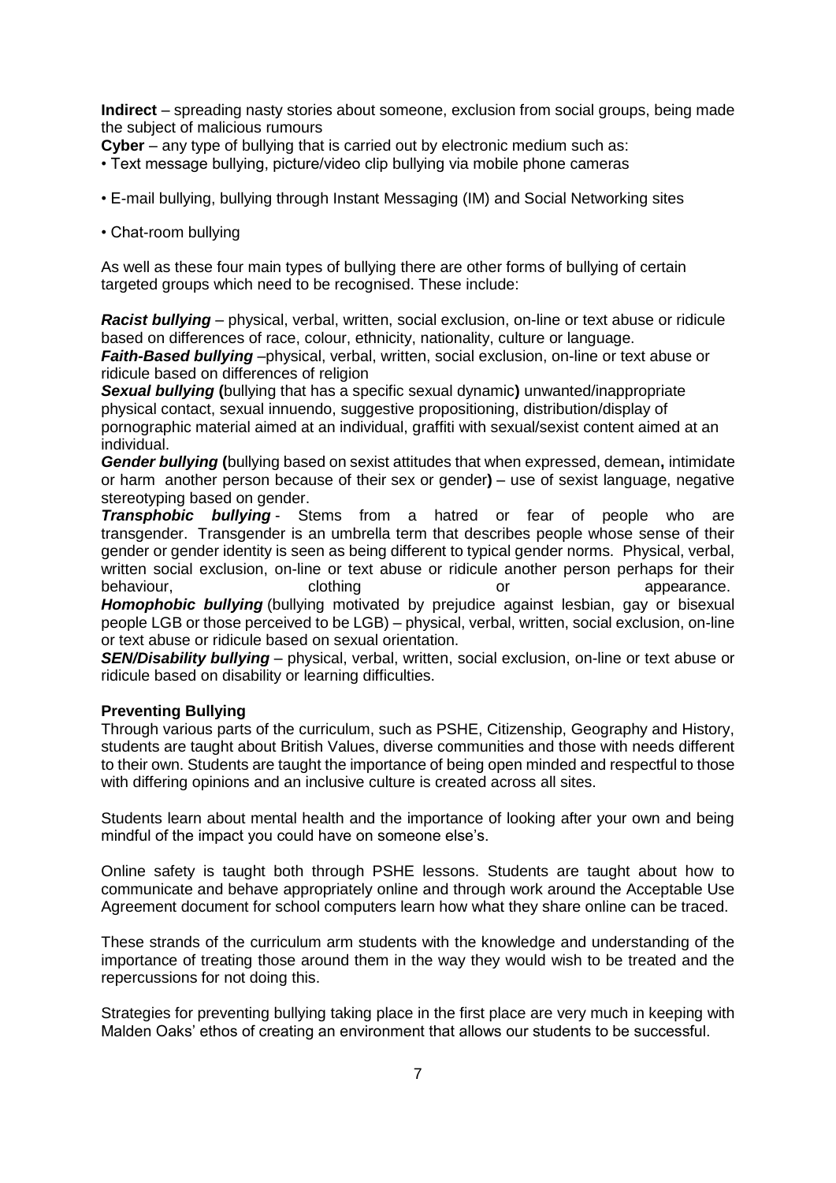**Indirect** – spreading nasty stories about someone, exclusion from social groups, being made the subject of malicious rumours

**Cyber** – any type of bullying that is carried out by electronic medium such as:

- Text message bullying, picture/video clip bullying via mobile phone cameras
- E-mail bullying, bullying through Instant Messaging (IM) and Social Networking sites
- Chat-room bullying

As well as these four main types of bullying there are other forms of bullying of certain targeted groups which need to be recognised. These include:

***Racist bullying*** – physical, verbal, written, social exclusion, on-line or text abuse or ridicule based on differences of race, colour, ethnicity, nationality, culture or language.

***Faith-Based bullying*** –physical, verbal, written, social exclusion, on-line or text abuse or ridicule based on differences of religion

***Sexual bullying*** **(**bullying that has a specific sexual dynamic**)** unwanted/inappropriate physical contact, sexual innuendo, suggestive propositioning, distribution/display of pornographic material aimed at an individual, graffiti with sexual/sexist content aimed at an individual.

***Gender bullying*** **(**bullying based on sexist attitudes that when expressed, demean**,** intimidate or harm another person because of their sex or gender**)** – use of sexist language, negative stereotyping based on gender.

***Transphobic bullying*** - Stems from a hatred or fear of people who are transgender. Transgender is an umbrella term that describes people whose sense of their gender or gender identity is seen as being different to typical gender norms. Physical, verbal, written social exclusion, on-line or text abuse or ridicule another person perhaps for their behaviour, clothing or appearance.

***Homophobic bullying*** (bullying motivated by prejudice against lesbian, gay or bisexual people LGB or those perceived to be LGB) – physical, verbal, written, social exclusion, on-line or text abuse or ridicule based on sexual orientation.

***SEN/Disability bullying*** – physical, verbal, written, social exclusion, on-line or text abuse or ridicule based on disability or learning difficulties.

**Preventing Bullying**

Through various parts of the curriculum, such as PSHE, Citizenship, Geography and History, students are taught about British Values, diverse communities and those with needs different to their own. Students are taught the importance of being open minded and respectful to those with differing opinions and an inclusive culture is created across all sites.

Students learn about mental health and the importance of looking after your own and being mindful of the impact you could have on someone else's.

Online safety is taught both through PSHE lessons. Students are taught about how to communicate and behave appropriately online and through work around the Acceptable Use Agreement document for school computers learn how what they share online can be traced.

These strands of the curriculum arm students with the knowledge and understanding of the importance of treating those around them in the way they would wish to be treated and the repercussions for not doing this.

Strategies for preventing bullying taking place in the first place are very much in keeping with Malden Oaks' ethos of creating an environment that allows our students to be successful.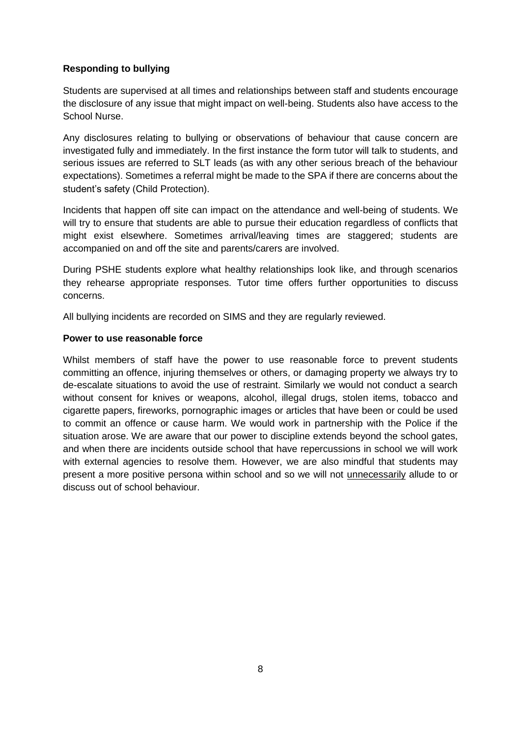**Responding to bullying**

Students are supervised at all times and relationships between staff and students encourage the disclosure of any issue that might impact on well-being. Students also have access to the School Nurse.

Any disclosures relating to bullying or observations of behaviour that cause concern are investigated fully and immediately. In the first instance the form tutor will talk to students, and serious issues are referred to SLT leads (as with any other serious breach of the behaviour expectations). Sometimes a referral might be made to the SPA if there are concerns about the student's safety (Child Protection).

Incidents that happen off site can impact on the attendance and well-being of students. We will try to ensure that students are able to pursue their education regardless of conflicts that might exist elsewhere. Sometimes arrival/leaving times are staggered; students are accompanied on and off the site and parents/carers are involved.

During PSHE students explore what healthy relationships look like, and through scenarios they rehearse appropriate responses. Tutor time offers further opportunities to discuss concerns.

All bullying incidents are recorded on SIMS and they are regularly reviewed.

**Power to use reasonable force**

Whilst members of staff have the power to use reasonable force to prevent students committing an offence, injuring themselves or others, or damaging property we always try to de-escalate situations to avoid the use of restraint. Similarly we would not conduct a search without consent for knives or weapons, alcohol, illegal drugs, stolen items, tobacco and cigarette papers, fireworks, pornographic images or articles that have been or could be used to commit an offence or cause harm. We would work in partnership with the Police if the situation arose. We are aware that our power to discipline extends beyond the school gates, and when there are incidents outside school that have repercussions in school we will work with external agencies to resolve them. However, we are also mindful that students may present a more positive persona within school and so we will not <u>unnecessarily</u> allude to or discuss out of school behaviour.